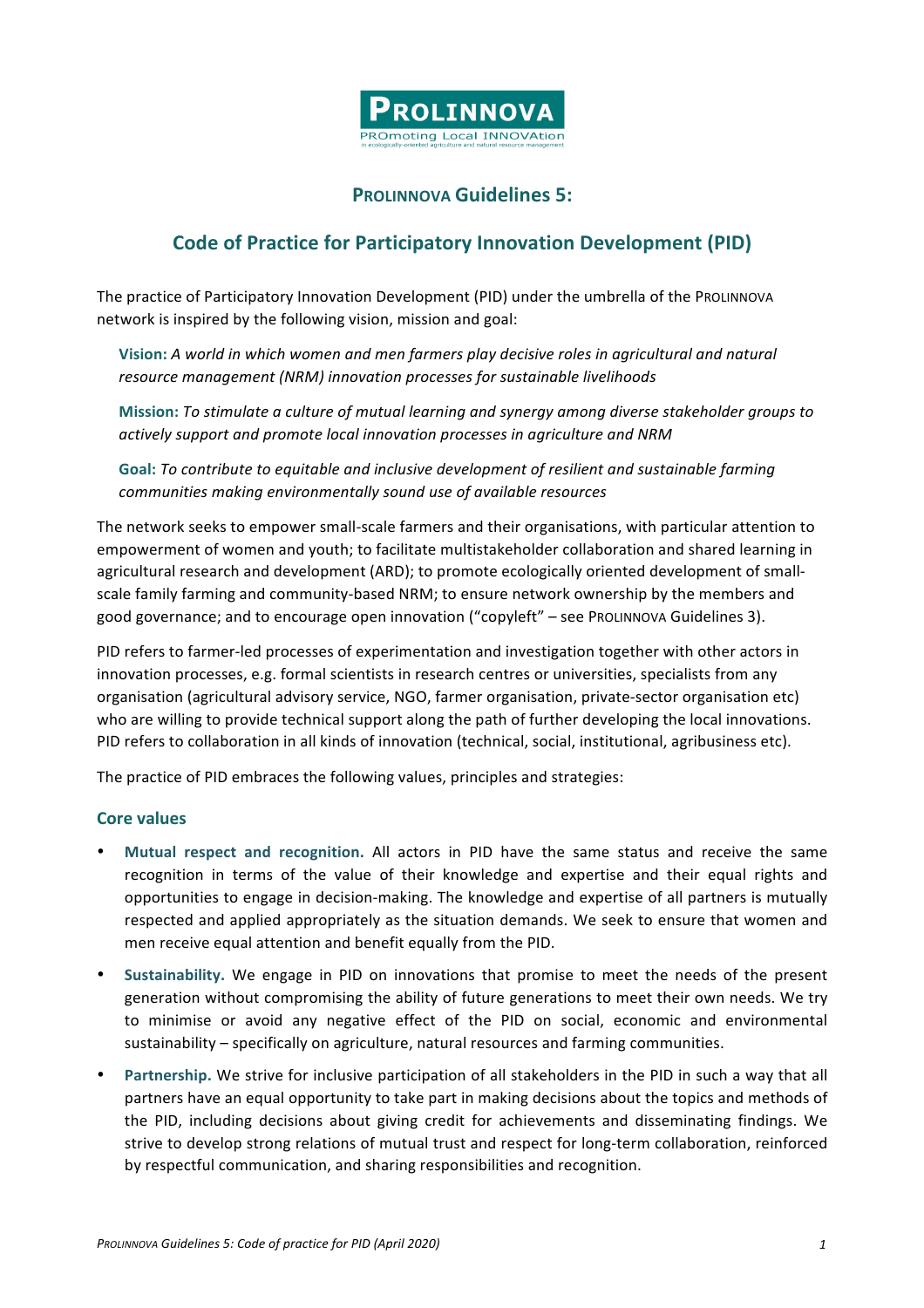# PROLINNOVA Guidelines 5:

## Code of Practice for Participatory Innovation Development (PID)

The practice of Participatory Innovation Development (PID) under the umbrella of the PROLINNOVA network is inspired by the following vision, mission and goal:

> **Vision:** *A world in which women and men farmers play decisive roles in agricultural and natural resource management (NRM) innovation processes for sustainable livelihoods*
>
> **Mission:** *To stimulate a culture of mutual learning and synergy among diverse stakeholder groups to actively support and promote local innovation processes in agriculture and NRM*
>
> **Goal:** *To contribute to equitable and inclusive development of resilient and sustainable farming communities making environmentally sound use of available resources*

The network seeks to empower small-scale farmers and their organisations, with particular attention to empowerment of women and youth; to facilitate multistakeholder collaboration and shared learning in agricultural research and development (ARD); to promote ecologically oriented development of small-scale family farming and community-based NRM; to ensure network ownership by the members and good governance; and to encourage open innovation ("copyleft" – see PROLINNOVA Guidelines 3).

PID refers to farmer-led processes of experimentation and investigation together with other actors in innovation processes, e.g. formal scientists in research centres or universities, specialists from any organisation (agricultural advisory service, NGO, farmer organisation, private-sector organisation etc) who are willing to provide technical support along the path of further developing the local innovations. PID refers to collaboration in all kinds of innovation (technical, social, institutional, agribusiness etc).

The practice of PID embraces the following values, principles and strategies:

### Core values

- **Mutual respect and recognition.** All actors in PID have the same status and receive the same recognition in terms of the value of their knowledge and expertise and their equal rights and opportunities to engage in decision-making. The knowledge and expertise of all partners is mutually respected and applied appropriately as the situation demands. We seek to ensure that women and men receive equal attention and benefit equally from the PID.
- **Sustainability.** We engage in PID on innovations that promise to meet the needs of the present generation without compromising the ability of future generations to meet their own needs. We try to minimise or avoid any negative effect of the PID on social, economic and environmental sustainability – specifically on agriculture, natural resources and farming communities.
- **Partnership.** We strive for inclusive participation of all stakeholders in the PID in such a way that all partners have an equal opportunity to take part in making decisions about the topics and methods of the PID, including decisions about giving credit for achievements and disseminating findings. We strive to develop strong relations of mutual trust and respect for long-term collaboration, reinforced by respectful communication, and sharing responsibilities and recognition.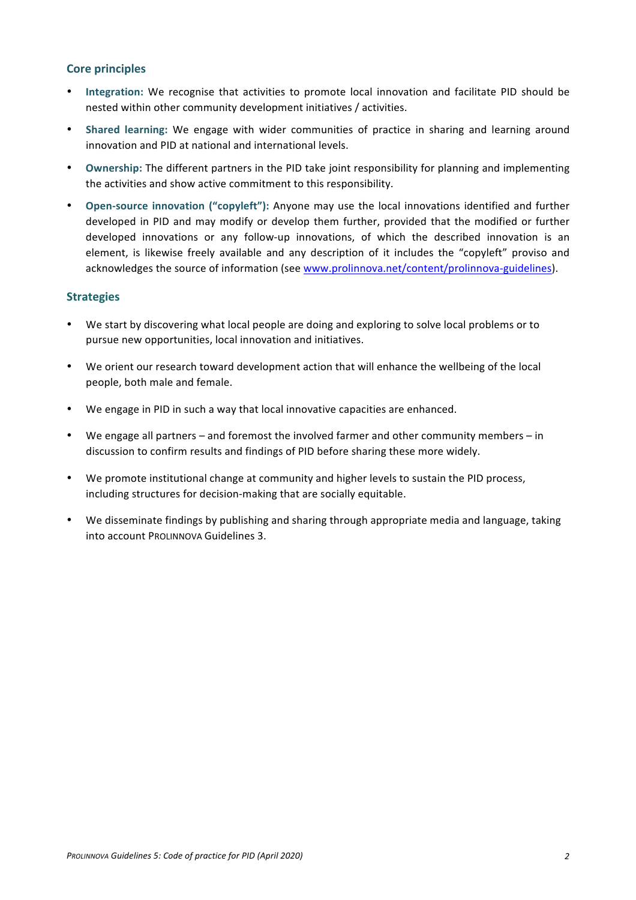## Core principles

- **Integration:** We recognise that activities to promote local innovation and facilitate PID should be nested within other community development initiatives / activities.
- **Shared learning:** We engage with wider communities of practice in sharing and learning around innovation and PID at national and international levels.
- **Ownership:** The different partners in the PID take joint responsibility for planning and implementing the activities and show active commitment to this responsibility.
- **Open-source innovation ("copyleft"):** Anyone may use the local innovations identified and further developed in PID and may modify or develop them further, provided that the modified or further developed innovations or any follow-up innovations, of which the described innovation is an element, is likewise freely available and any description of it includes the "copyleft" proviso and acknowledges the source of information (see www.prolinnova.net/content/prolinnova-guidelines).

## Strategies

- We start by discovering what local people are doing and exploring to solve local problems or to pursue new opportunities, local innovation and initiatives.
- We orient our research toward development action that will enhance the wellbeing of the local people, both male and female.
- We engage in PID in such a way that local innovative capacities are enhanced.
- We engage all partners – and foremost the involved farmer and other community members – in discussion to confirm results and findings of PID before sharing these more widely.
- We promote institutional change at community and higher levels to sustain the PID process, including structures for decision-making that are socially equitable.
- We disseminate findings by publishing and sharing through appropriate media and language, taking into account PROLINNOVA Guidelines 3.